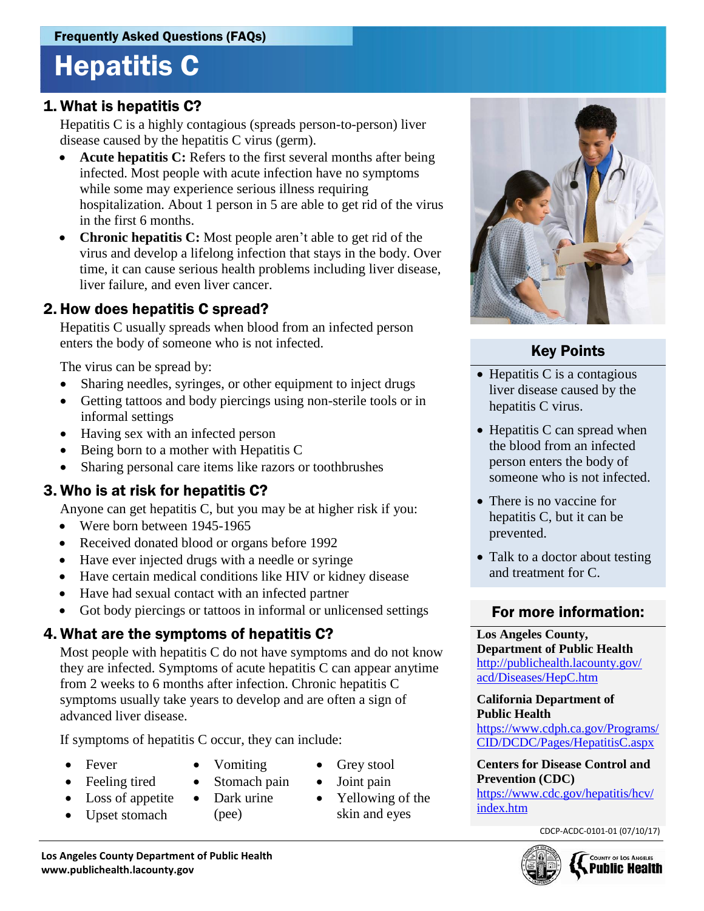Frequently Asked Questions (FAQs)

# Hepatitis C

## 1. What is hepatitis C?

Hepatitis C is a highly contagious (spreads person-to-person) liver disease caused by the hepatitis C virus (germ).

- **Acute hepatitis C:** Refers to the first several months after being infected. Most people with acute infection have no symptoms while some may experience serious illness requiring hospitalization. About 1 person in 5 are able to get rid of the virus in the first 6 months.
- **Chronic hepatitis C:** Most people aren't able to get rid of the virus and develop a lifelong infection that stays in the body. Over time, it can cause serious health problems including liver disease, liver failure, and even liver cancer.

## 2. How does hepatitis C spread?

Hepatitis C usually spreads when blood from an infected person enters the body of someone who is not infected.

The virus can be spread by:

- Sharing needles, syringes, or other equipment to inject drugs
- Getting tattoos and body piercings using non-sterile tools or in informal settings
- Having sex with an infected person
- Being born to a mother with Hepatitis C
- Sharing personal care items like razors or toothbrushes

## 3. Who is at risk for hepatitis C?

Anyone can get hepatitis C, but you may be at higher risk if you:

- Were born between 1945-1965
- Received donated blood or organs before 1992
- Have ever injected drugs with a needle or syringe
- Have certain medical conditions like HIV or kidney disease
- Have had sexual contact with an infected partner
- Got body piercings or tattoos in informal or unlicensed settings

## 4. What are the symptoms of hepatitis C?

Most people with hepatitis C do not have symptoms and do not know they are infected. Symptoms of acute hepatitis C can appear anytime from 2 weeks to 6 months after infection. Chronic hepatitis C symptoms usually take years to develop and are often a sign of advanced liver disease.

If symptoms of hepatitis C occur, they can include:

- Fever
- Feeling tired
- Loss of appetite
- Upset stomach
- Vomiting
- Stomach pain
- Dark urine (pee)
- Grey stool
- Joint pain
- Yellowing of the skin and eyes

## Key Points

- Hepatitis C is a contagious liver disease caused by the hepatitis C virus.
- Hepatitis C can spread when the blood from an infected person enters the body of someone who is not infected.
- There is no vaccine for hepatitis C, but it can be prevented.
- Talk to a doctor about testing and treatment for C.

## For more information:

**Los Angeles County, Department of Public Health**
http://publichealth.lacounty.gov/acd/Diseases/HepC.htm

**California Department of Public Health**
https://www.cdph.ca.gov/Programs/CID/DCDC/Pages/HepatitisC.aspx

**Centers for Disease Control and Prevention (CDC)**
https://www.cdc.gov/hepatitis/hcv/index.htm

CDCP-ACDC-0101-01 (07/10/17)

**Los Angeles County Department of Public Health**
**www.publichealth.lacounty.gov**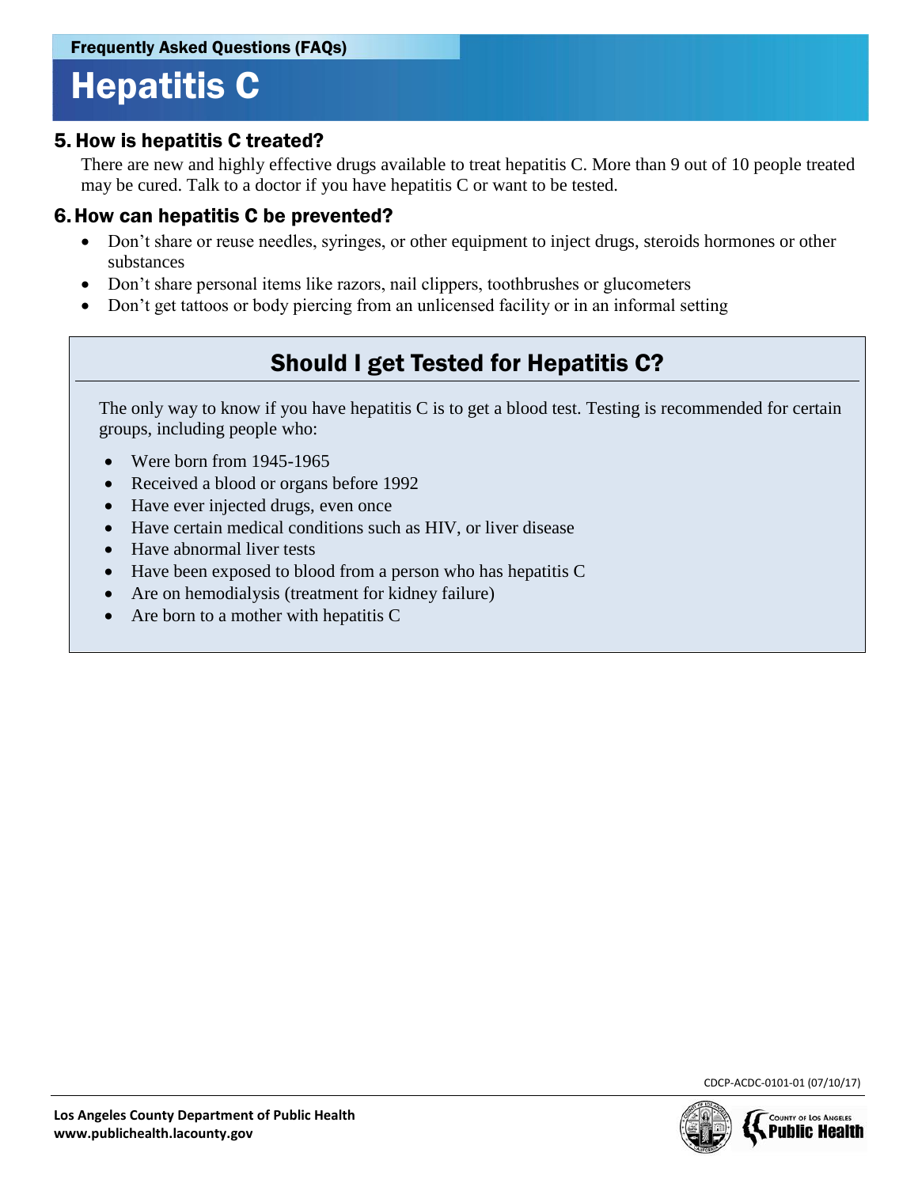## 5. How is hepatitis C treated?

There are new and highly effective drugs available to treat hepatitis C. More than 9 out of 10 people treated may be cured. Talk to a doctor if you have hepatitis C or want to be tested.

## 6. How can hepatitis C be prevented?

- Don't share or reuse needles, syringes, or other equipment to inject drugs, steroids hormones or other substances
- Don't share personal items like razors, nail clippers, toothbrushes or glucometers
- Don't get tattoos or body piercing from an unlicensed facility or in an informal setting

## Should I get Tested for Hepatitis C?

The only way to know if you have hepatitis C is to get a blood test. Testing is recommended for certain groups, including people who:

- Were born from 1945-1965
- Received a blood or organs before 1992
- Have ever injected drugs, even once
- Have certain medical conditions such as HIV, or liver disease
- Have abnormal liver tests
- Have been exposed to blood from a person who has hepatitis C
- Are on hemodialysis (treatment for kidney failure)
- Are born to a mother with hepatitis C

CDCP-ACDC-0101-01 (07/10/17)

**Los Angeles County Department of Public Health**
**www.publichealth.lacounty.gov**